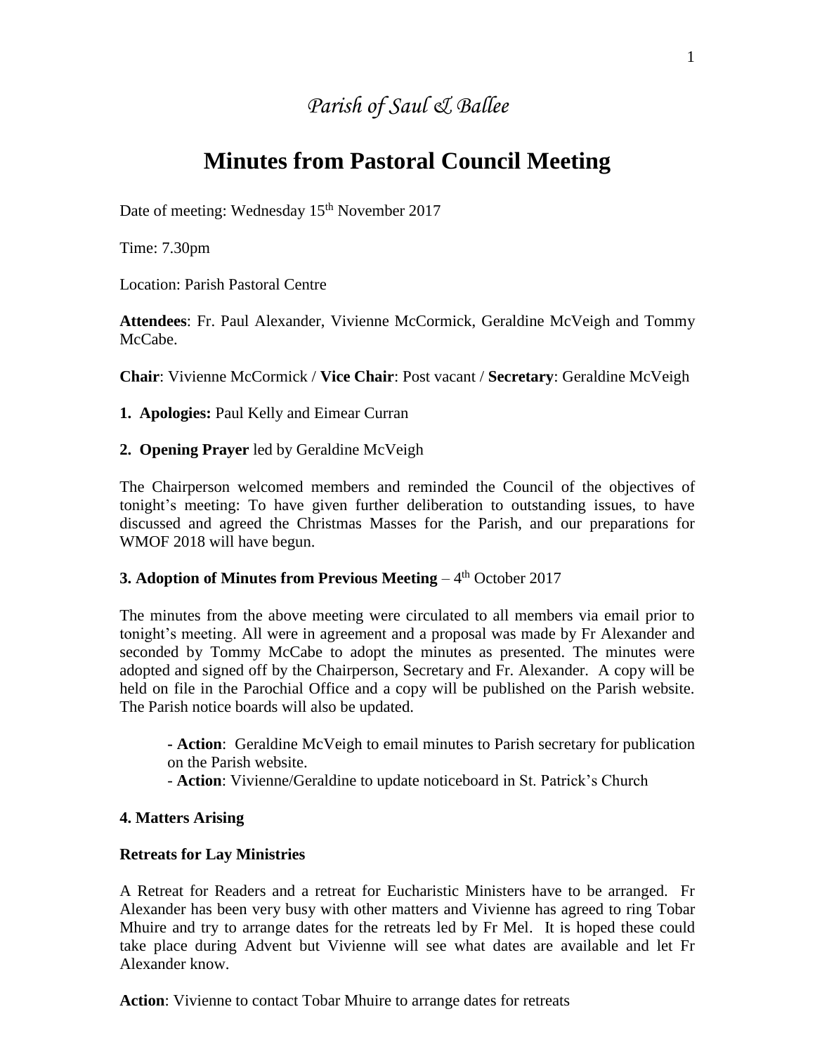*Parish of Saul & Ballee*

# Minutes from Pastoral Council Meeting

Date of meeting: Wednesday 15th November 2017

Time: 7.30pm

Location: Parish Pastoral Centre

**Attendees**: Fr. Paul Alexander, Vivienne McCormick, Geraldine McVeigh and Tommy McCabe.

**Chair**: Vivienne McCormick / **Vice Chair**: Post vacant / **Secretary**: Geraldine McVeigh

**1. Apologies:** Paul Kelly and Eimear Curran

**2. Opening Prayer** led by Geraldine McVeigh

The Chairperson welcomed members and reminded the Council of the objectives of tonight's meeting: To have given further deliberation to outstanding issues, to have discussed and agreed the Christmas Masses for the Parish, and our preparations for WMOF 2018 will have begun.

**3. Adoption of Minutes from Previous Meeting** – 4th October 2017

The minutes from the above meeting were circulated to all members via email prior to tonight's meeting. All were in agreement and a proposal was made by Fr Alexander and seconded by Tommy McCabe to adopt the minutes as presented. The minutes were adopted and signed off by the Chairperson, Secretary and Fr. Alexander. A copy will be held on file in the Parochial Office and a copy will be published on the Parish website. The Parish notice boards will also be updated.

> **- Action**: Geraldine McVeigh to email minutes to Parish secretary for publication on the Parish website.
> - **Action**: Vivienne/Geraldine to update noticeboard in St. Patrick's Church

**4. Matters Arising**

**Retreats for Lay Ministries**

A Retreat for Readers and a retreat for Eucharistic Ministers have to be arranged. Fr Alexander has been very busy with other matters and Vivienne has agreed to ring Tobar Mhuire and try to arrange dates for the retreats led by Fr Mel. It is hoped these could take place during Advent but Vivienne will see what dates are available and let Fr Alexander know.

**Action**: Vivienne to contact Tobar Mhuire to arrange dates for retreats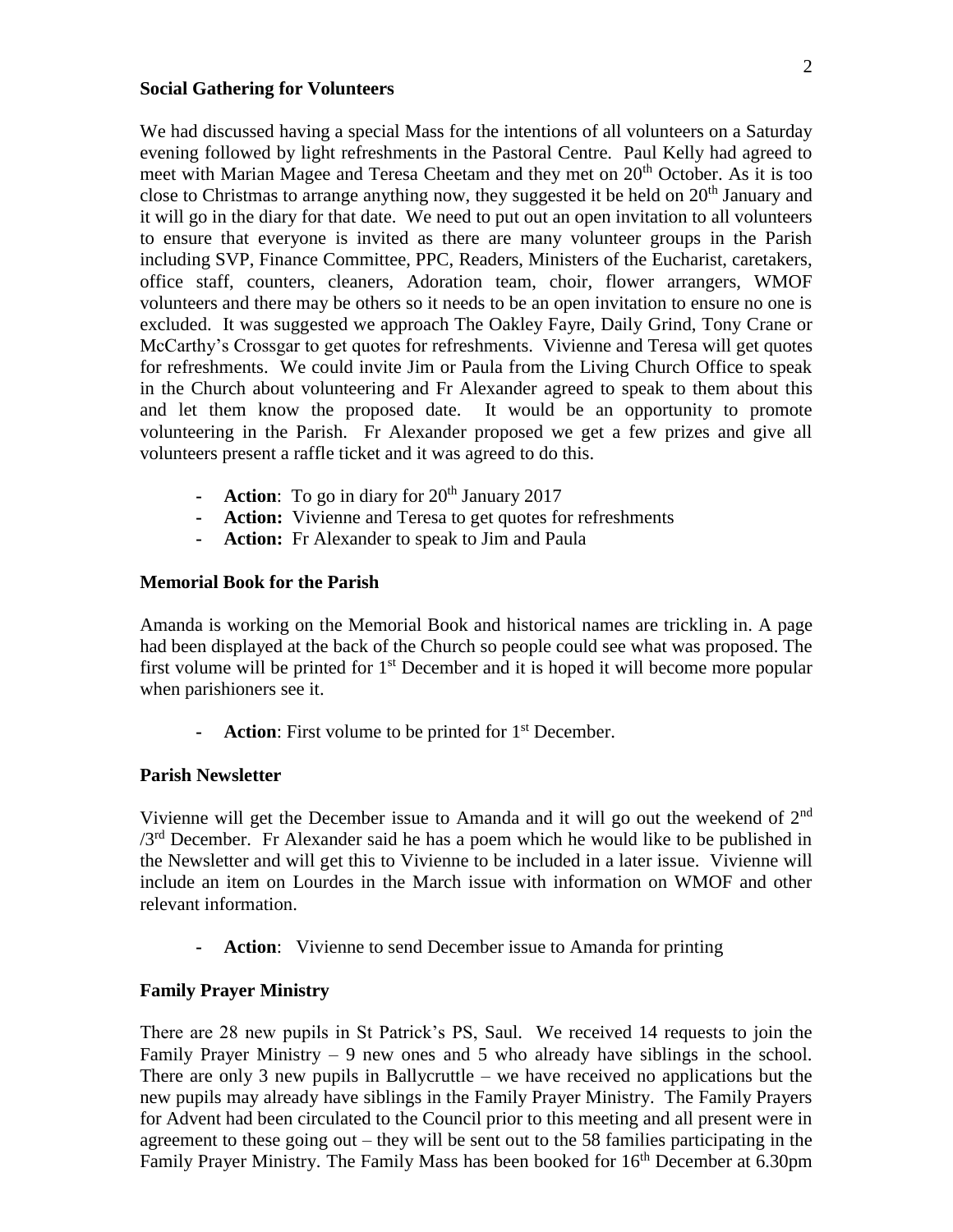### Social Gathering for Volunteers

We had discussed having a special Mass for the intentions of all volunteers on a Saturday evening followed by light refreshments in the Pastoral Centre. Paul Kelly had agreed to meet with Marian Magee and Teresa Cheetam and they met on 20th October. As it is too close to Christmas to arrange anything now, they suggested it be held on 20th January and it will go in the diary for that date. We need to put out an open invitation to all volunteers to ensure that everyone is invited as there are many volunteer groups in the Parish including SVP, Finance Committee, PPC, Readers, Ministers of the Eucharist, caretakers, office staff, counters, cleaners, Adoration team, choir, flower arrangers, WMOF volunteers and there may be others so it needs to be an open invitation to ensure no one is excluded. It was suggested we approach The Oakley Fayre, Daily Grind, Tony Crane or McCarthy's Crossgar to get quotes for refreshments. Vivienne and Teresa will get quotes for refreshments. We could invite Jim or Paula from the Living Church Office to speak in the Church about volunteering and Fr Alexander agreed to speak to them about this and let them know the proposed date. It would be an opportunity to promote volunteering in the Parish. Fr Alexander proposed we get a few prizes and give all volunteers present a raffle ticket and it was agreed to do this.

- **Action**: To go in diary for 20th January 2017
- **Action:** Vivienne and Teresa to get quotes for refreshments
- **Action:** Fr Alexander to speak to Jim and Paula

### Memorial Book for the Parish

Amanda is working on the Memorial Book and historical names are trickling in. A page had been displayed at the back of the Church so people could see what was proposed. The first volume will be printed for 1st December and it is hoped it will become more popular when parishioners see it.

- **Action**: First volume to be printed for 1st December.

### Parish Newsletter

Vivienne will get the December issue to Amanda and it will go out the weekend of 2nd /3rd December. Fr Alexander said he has a poem which he would like to be published in the Newsletter and will get this to Vivienne to be included in a later issue. Vivienne will include an item on Lourdes in the March issue with information on WMOF and other relevant information.

- **Action**: Vivienne to send December issue to Amanda for printing

### Family Prayer Ministry

There are 28 new pupils in St Patrick's PS, Saul. We received 14 requests to join the Family Prayer Ministry – 9 new ones and 5 who already have siblings in the school. There are only 3 new pupils in Ballycruttle – we have received no applications but the new pupils may already have siblings in the Family Prayer Ministry. The Family Prayers for Advent had been circulated to the Council prior to this meeting and all present were in agreement to these going out – they will be sent out to the 58 families participating in the Family Prayer Ministry. The Family Mass has been booked for 16th December at 6.30pm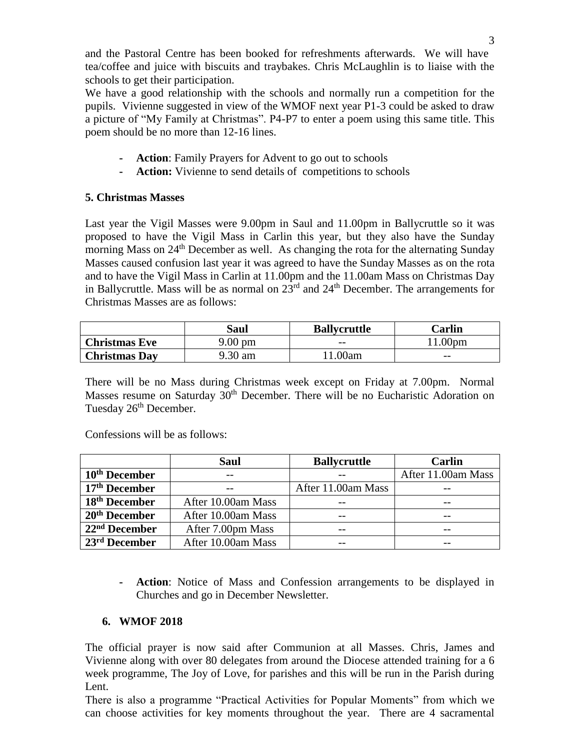and the Pastoral Centre has been booked for refreshments afterwards. We will have tea/coffee and juice with biscuits and traybakes. Chris McLaughlin is to liaise with the schools to get their participation.

We have a good relationship with the schools and normally run a competition for the pupils. Vivienne suggested in view of the WMOF next year P1-3 could be asked to draw a picture of "My Family at Christmas". P4-P7 to enter a poem using this same title. This poem should be no more than 12-16 lines.

- **Action**: Family Prayers for Advent to go out to schools
- **Action:** Vivienne to send details of competitions to schools

### 5. Christmas Masses

Last year the Vigil Masses were 9.00pm in Saul and 11.00pm in Ballycruttle so it was proposed to have the Vigil Mass in Carlin this year, but they also have the Sunday morning Mass on 24th December as well. As changing the rota for the alternating Sunday Masses caused confusion last year it was agreed to have the Sunday Masses as on the rota and to have the Vigil Mass in Carlin at 11.00pm and the 11.00am Mass on Christmas Day in Ballycruttle. Mass will be as normal on 23rd and 24th December. The arrangements for Christmas Masses are as follows:

| | Saul | Ballycruttle | Carlin |
|---|---|---|---|
| **Christmas Eve** | 9.00 pm | -- | 11.00pm |
| **Christmas Day** | 9.30 am | 11.00am | -- |

There will be no Mass during Christmas week except on Friday at 7.00pm. Normal Masses resume on Saturday 30th December. There will be no Eucharistic Adoration on Tuesday 26th December.

Confessions will be as follows:

| | Saul | Ballycruttle | Carlin |
|---|---|---|---|
| **10th December** | -- | -- | After 11.00am Mass |
| **17th December** | -- | After 11.00am Mass | -- |
| **18th December** | After 10.00am Mass | -- | -- |
| **20th December** | After 10.00am Mass | -- | -- |
| **22nd December** | After 7.00pm Mass | -- | -- |
| **23rd December** | After 10.00am Mass | -- | -- |

- **Action**: Notice of Mass and Confession arrangements to be displayed in Churches and go in December Newsletter.

### 6. WMOF 2018

The official prayer is now said after Communion at all Masses. Chris, James and Vivienne along with over 80 delegates from around the Diocese attended training for a 6 week programme, The Joy of Love, for parishes and this will be run in the Parish during Lent.

There is also a programme "Practical Activities for Popular Moments" from which we can choose activities for key moments throughout the year. There are 4 sacramental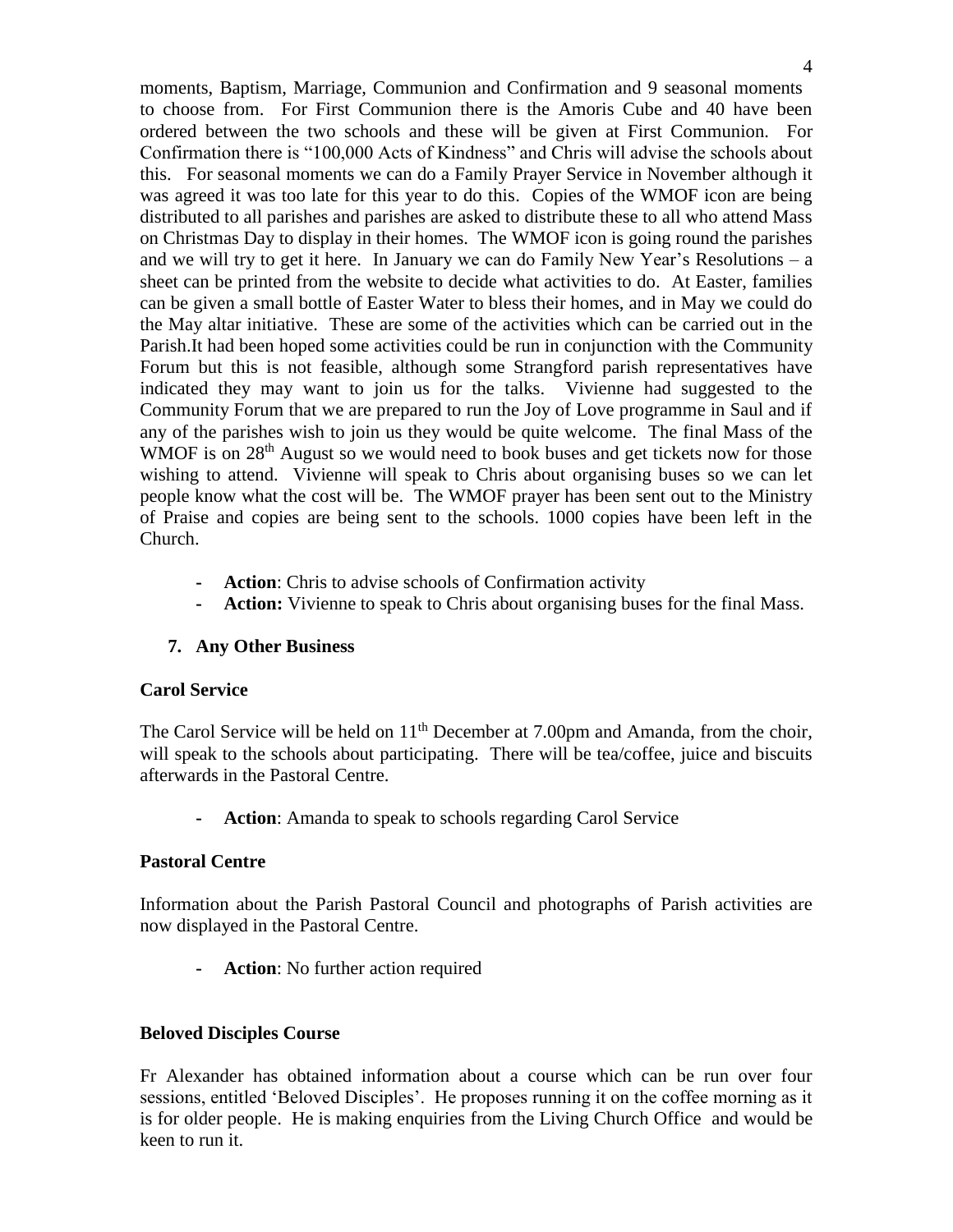moments, Baptism, Marriage, Communion and Confirmation and 9 seasonal moments to choose from. For First Communion there is the Amoris Cube and 40 have been ordered between the two schools and these will be given at First Communion. For Confirmation there is "100,000 Acts of Kindness" and Chris will advise the schools about this. For seasonal moments we can do a Family Prayer Service in November although it was agreed it was too late for this year to do this. Copies of the WMOF icon are being distributed to all parishes and parishes are asked to distribute these to all who attend Mass on Christmas Day to display in their homes. The WMOF icon is going round the parishes and we will try to get it here. In January we can do Family New Year's Resolutions – a sheet can be printed from the website to decide what activities to do. At Easter, families can be given a small bottle of Easter Water to bless their homes, and in May we could do the May altar initiative. These are some of the activities which can be carried out in the Parish.It had been hoped some activities could be run in conjunction with the Community Forum but this is not feasible, although some Strangford parish representatives have indicated they may want to join us for the talks. Vivienne had suggested to the Community Forum that we are prepared to run the Joy of Love programme in Saul and if any of the parishes wish to join us they would be quite welcome. The final Mass of the WMOF is on 28th August so we would need to book buses and get tickets now for those wishing to attend. Vivienne will speak to Chris about organising buses so we can let people know what the cost will be. The WMOF prayer has been sent out to the Ministry of Praise and copies are being sent to the schools. 1000 copies have been left in the Church.

- **Action**: Chris to advise schools of Confirmation activity
- **Action:** Vivienne to speak to Chris about organising buses for the final Mass.

## 7. Any Other Business

### Carol Service

The Carol Service will be held on 11th December at 7.00pm and Amanda, from the choir, will speak to the schools about participating. There will be tea/coffee, juice and biscuits afterwards in the Pastoral Centre.

- **Action**: Amanda to speak to schools regarding Carol Service

### Pastoral Centre

Information about the Parish Pastoral Council and photographs of Parish activities are now displayed in the Pastoral Centre.

- **Action**: No further action required

### Beloved Disciples Course

Fr Alexander has obtained information about a course which can be run over four sessions, entitled 'Beloved Disciples'. He proposes running it on the coffee morning as it is for older people. He is making enquiries from the Living Church Office and would be keen to run it.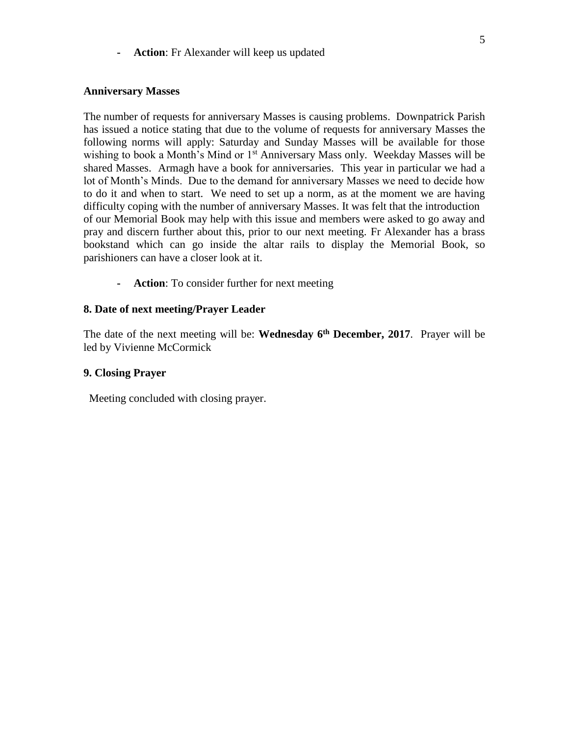- **Action**: Fr Alexander will keep us updated

**Anniversary Masses**

The number of requests for anniversary Masses is causing problems. Downpatrick Parish has issued a notice stating that due to the volume of requests for anniversary Masses the following norms will apply: Saturday and Sunday Masses will be available for those wishing to book a Month's Mind or 1st Anniversary Mass only. Weekday Masses will be shared Masses. Armagh have a book for anniversaries. This year in particular we had a lot of Month's Minds. Due to the demand for anniversary Masses we need to decide how to do it and when to start. We need to set up a norm, as at the moment we are having difficulty coping with the number of anniversary Masses. It was felt that the introduction of our Memorial Book may help with this issue and members were asked to go away and pray and discern further about this, prior to our next meeting. Fr Alexander has a brass bookstand which can go inside the altar rails to display the Memorial Book, so parishioners can have a closer look at it.

- **Action**: To consider further for next meeting

**8. Date of next meeting/Prayer Leader**

The date of the next meeting will be: **Wednesday 6th December, 2017**. Prayer will be led by Vivienne McCormick

**9. Closing Prayer**

Meeting concluded with closing prayer.